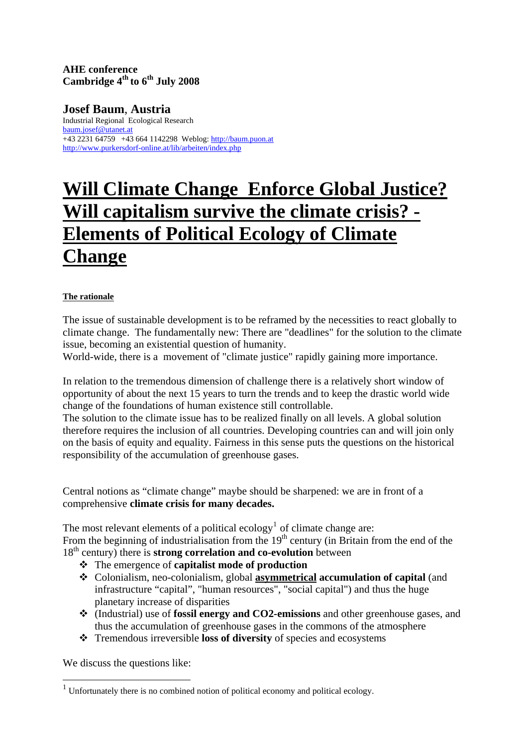**AHE conference**
**Cambridge 4th to 6th July 2008**

**Josef Baum, Austria**
Industrial Regional Ecological Research
baum.josef@utanet.at
+43 2231 64759 +43 664 1142298 Weblog: http://baum.puon.at
http://www.purkersdorf-online.at/lib/arbeiten/index.php

# Will Climate Change Enforce Global Justice? Will capitalism survive the climate crisis? - Elements of Political Ecology of Climate Change

**The rationale**

The issue of sustainable development is to be reframed by the necessities to react globally to climate change. The fundamentally new: There are "deadlines" for the solution to the climate issue, becoming an existential question of humanity.
World-wide, there is a movement of "climate justice" rapidly gaining more importance.

In relation to the tremendous dimension of challenge there is a relatively short window of opportunity of about the next 15 years to turn the trends and to keep the drastic world wide change of the foundations of human existence still controllable.
The solution to the climate issue has to be realized finally on all levels. A global solution therefore requires the inclusion of all countries. Developing countries can and will join only on the basis of equity and equality. Fairness in this sense puts the questions on the historical responsibility of the accumulation of greenhouse gases.

Central notions as "climate change" maybe should be sharpened: we are in front of a comprehensive **climate crisis for many decades.**

The most relevant elements of a political ecology[1] of climate change are:
From the beginning of industrialisation from the 19th century (in Britain from the end of the 18th century) there is **strong correlation and co-evolution** between

- The emergence of **capitalist mode of production**
- Colonialism, neo-colonialism, global **asymmetrical accumulation of capital** (and infrastructure "capital", "human resources", "social capital") and thus the huge planetary increase of disparities
- (Industrial) use of **fossil energy and CO2-emissions** and other greenhouse gases, and thus the accumulation of greenhouse gases in the commons of the atmosphere
- Tremendous irreversible **loss of diversity** of species and ecosystems

We discuss the questions like:

[1] Unfortunately there is no combined notion of political economy and political ecology.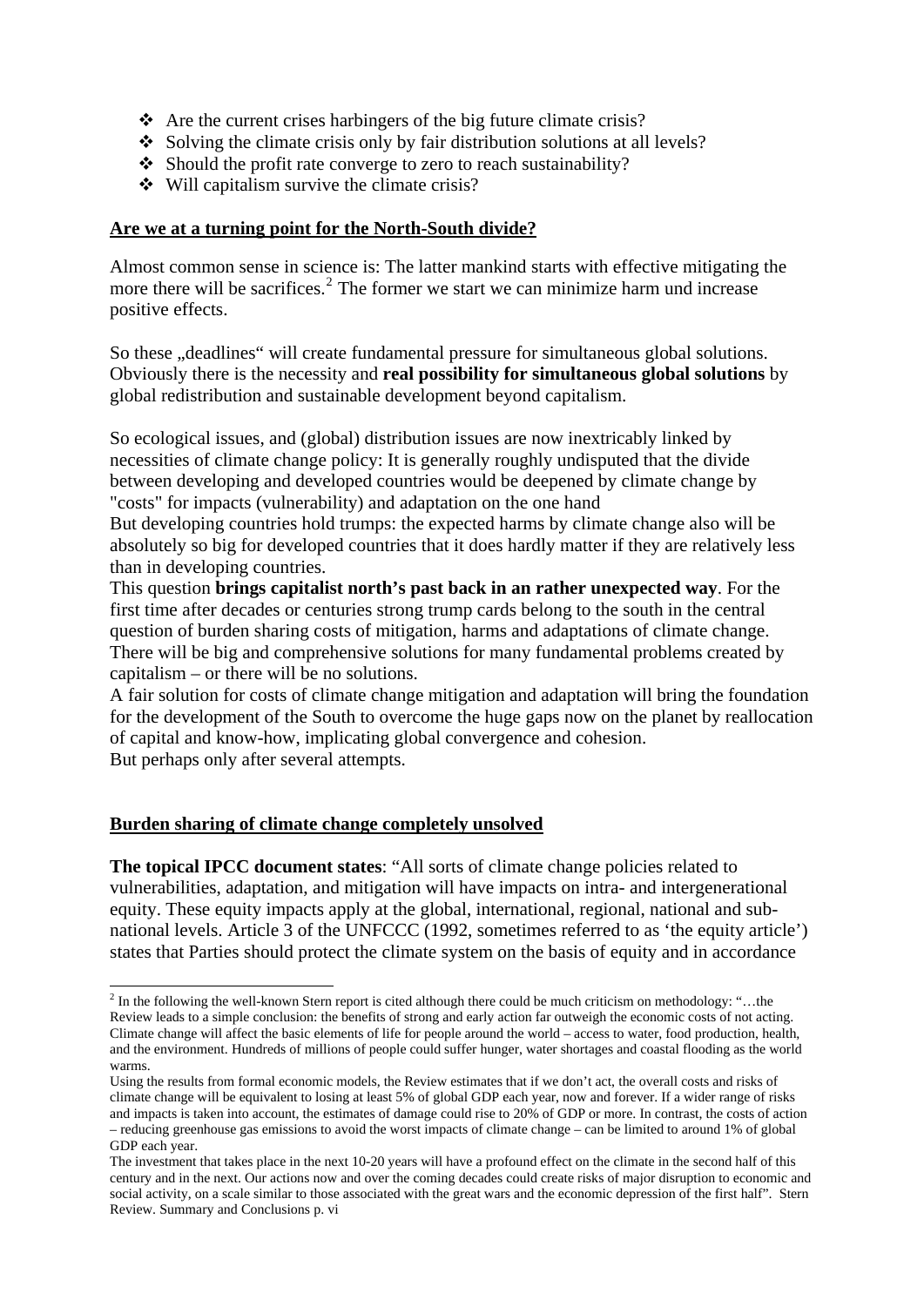- ❖ Are the current crises harbingers of the big future climate crisis?
- ❖ Solving the climate crisis only by fair distribution solutions at all levels?
- ❖ Should the profit rate converge to zero to reach sustainability?
- ❖ Will capitalism survive the climate crisis?

## Are we at a turning point for the North-South divide?

Almost common sense in science is: The latter mankind starts with effective mitigating the more there will be sacrifices.[2] The former we start we can minimize harm und increase positive effects.

So these „deadlines" will create fundamental pressure for simultaneous global solutions. Obviously there is the necessity and **real possibility for simultaneous global solutions** by global redistribution and sustainable development beyond capitalism.

So ecological issues, and (global) distribution issues are now inextricably linked by necessities of climate change policy: It is generally roughly undisputed that the divide between developing and developed countries would be deepened by climate change by "costs" for impacts (vulnerability) and adaptation on the one hand
But developing countries hold trumps: the expected harms by climate change also will be absolutely so big for developed countries that it does hardly matter if they are relatively less than in developing countries.
This question **brings capitalist north's past back in an rather unexpected way**. For the first time after decades or centuries strong trump cards belong to the south in the central question of burden sharing costs of mitigation, harms and adaptations of climate change. There will be big and comprehensive solutions for many fundamental problems created by capitalism – or there will be no solutions.
A fair solution for costs of climate change mitigation and adaptation will bring the foundation for the development of the South to overcome the huge gaps now on the planet by reallocation of capital and know-how, implicating global convergence and cohesion.
But perhaps only after several attempts.

## Burden sharing of climate change completely unsolved

**The topical IPCC document states**: "All sorts of climate change policies related to vulnerabilities, adaptation, and mitigation will have impacts on intra- and intergenerational equity. These equity impacts apply at the global, international, regional, national and sub-national levels. Article 3 of the UNFCCC (1992, sometimes referred to as 'the equity article') states that Parties should protect the climate system on the basis of equity and in accordance

---

[2] In the following the well-known Stern report is cited although there could be much criticism on methodology: "…the Review leads to a simple conclusion: the benefits of strong and early action far outweigh the economic costs of not acting. Climate change will affect the basic elements of life for people around the world – access to water, food production, health, and the environment. Hundreds of millions of people could suffer hunger, water shortages and coastal flooding as the world warms.
Using the results from formal economic models, the Review estimates that if we don't act, the overall costs and risks of climate change will be equivalent to losing at least 5% of global GDP each year, now and forever. If a wider range of risks and impacts is taken into account, the estimates of damage could rise to 20% of GDP or more. In contrast, the costs of action – reducing greenhouse gas emissions to avoid the worst impacts of climate change – can be limited to around 1% of global GDP each year.
The investment that takes place in the next 10-20 years will have a profound effect on the climate in the second half of this century and in the next. Our actions now and over the coming decades could create risks of major disruption to economic and social activity, on a scale similar to those associated with the great wars and the economic depression of the first half". Stern Review. Summary and Conclusions p. vi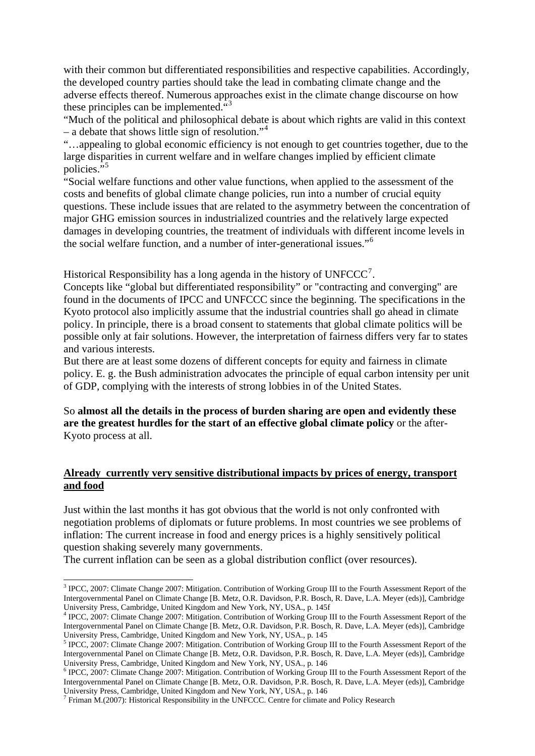with their common but differentiated responsibilities and respective capabilities. Accordingly, the developed country parties should take the lead in combating climate change and the adverse effects thereof. Numerous approaches exist in the climate change discourse on how these principles can be implemented."[3]

"Much of the political and philosophical debate is about which rights are valid in this context – a debate that shows little sign of resolution."[4]

"…appealing to global economic efficiency is not enough to get countries together, due to the large disparities in current welfare and in welfare changes implied by efficient climate policies."[5]

"Social welfare functions and other value functions, when applied to the assessment of the costs and benefits of global climate change policies, run into a number of crucial equity questions. These include issues that are related to the asymmetry between the concentration of major GHG emission sources in industrialized countries and the relatively large expected damages in developing countries, the treatment of individuals with different income levels in the social welfare function, and a number of inter-generational issues."[6]

Historical Responsibility has a long agenda in the history of UNFCCC[7].

Concepts like "global but differentiated responsibility" or "contracting and converging" are found in the documents of IPCC and UNFCCC since the beginning. The specifications in the Kyoto protocol also implicitly assume that the industrial countries shall go ahead in climate policy. In principle, there is a broad consent to statements that global climate politics will be possible only at fair solutions. However, the interpretation of fairness differs very far to states and various interests.

But there are at least some dozens of different concepts for equity and fairness in climate policy. E. g. the Bush administration advocates the principle of equal carbon intensity per unit of GDP, complying with the interests of strong lobbies in of the United States.

So **almost all the details in the process of burden sharing are open and evidently these are the greatest hurdles for the start of an effective global climate policy** or the after-Kyoto process at all.

## Already currently very sensitive distributional impacts by prices of energy, transport and food

Just within the last months it has got obvious that the world is not only confronted with negotiation problems of diplomats or future problems. In most countries we see problems of inflation: The current increase in food and energy prices is a highly sensitively political question shaking severely many governments.

The current inflation can be seen as a global distribution conflict (over resources).

---

[3] IPCC, 2007: Climate Change 2007: Mitigation. Contribution of Working Group III to the Fourth Assessment Report of the Intergovernmental Panel on Climate Change [B. Metz, O.R. Davidson, P.R. Bosch, R. Dave, L.A. Meyer (eds)], Cambridge University Press, Cambridge, United Kingdom and New York, NY, USA., p. 145f

[4] IPCC, 2007: Climate Change 2007: Mitigation. Contribution of Working Group III to the Fourth Assessment Report of the Intergovernmental Panel on Climate Change [B. Metz, O.R. Davidson, P.R. Bosch, R. Dave, L.A. Meyer (eds)], Cambridge University Press, Cambridge, United Kingdom and New York, NY, USA., p. 145

[5] IPCC, 2007: Climate Change 2007: Mitigation. Contribution of Working Group III to the Fourth Assessment Report of the Intergovernmental Panel on Climate Change [B. Metz, O.R. Davidson, P.R. Bosch, R. Dave, L.A. Meyer (eds)], Cambridge University Press, Cambridge, United Kingdom and New York, NY, USA., p. 146

[6] IPCC, 2007: Climate Change 2007: Mitigation. Contribution of Working Group III to the Fourth Assessment Report of the Intergovernmental Panel on Climate Change [B. Metz, O.R. Davidson, P.R. Bosch, R. Dave, L.A. Meyer (eds)], Cambridge University Press, Cambridge, United Kingdom and New York, NY, USA., p. 146

[7] Friman M.(2007): Historical Responsibility in the UNFCCC. Centre for climate and Policy Research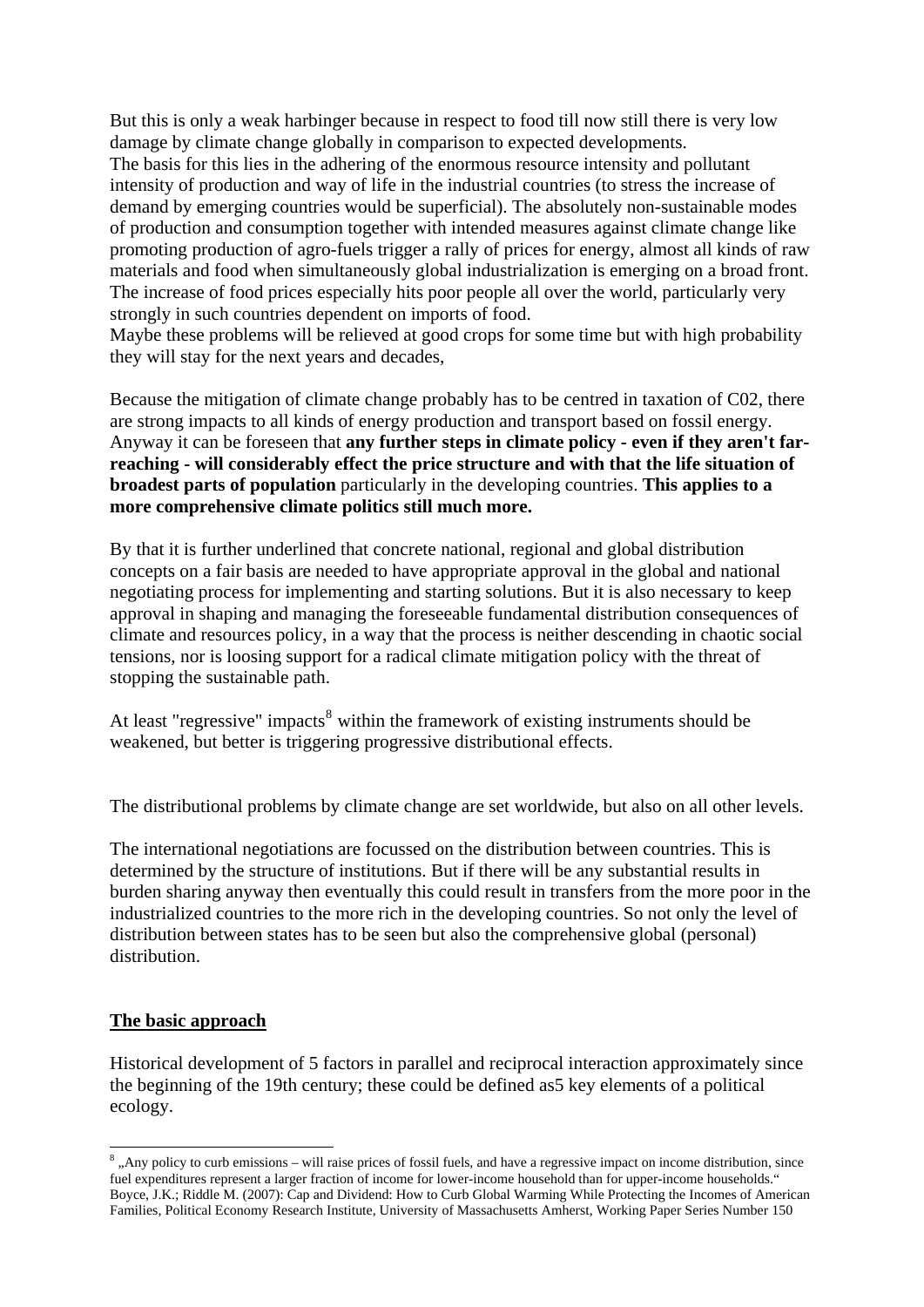But this is only a weak harbinger because in respect to food till now still there is very low damage by climate change globally in comparison to expected developments.
The basis for this lies in the adhering of the enormous resource intensity and pollutant intensity of production and way of life in the industrial countries (to stress the increase of demand by emerging countries would be superficial). The absolutely non-sustainable modes of production and consumption together with intended measures against climate change like promoting production of agro-fuels trigger a rally of prices for energy, almost all kinds of raw materials and food when simultaneously global industrialization is emerging on a broad front. The increase of food prices especially hits poor people all over the world, particularly very strongly in such countries dependent on imports of food.
Maybe these problems will be relieved at good crops for some time but with high probability they will stay for the next years and decades,

Because the mitigation of climate change probably has to be centred in taxation of C02, there are strong impacts to all kinds of energy production and transport based on fossil energy. Anyway it can be foreseen that **any further steps in climate policy - even if they aren't far-reaching - will considerably effect the price structure and with that the life situation of broadest parts of population** particularly in the developing countries. **This applies to a more comprehensive climate politics still much more.**

By that it is further underlined that concrete national, regional and global distribution concepts on a fair basis are needed to have appropriate approval in the global and national negotiating process for implementing and starting solutions. But it is also necessary to keep approval in shaping and managing the foreseeable fundamental distribution consequences of climate and resources policy, in a way that the process is neither descending in chaotic social tensions, nor is loosing support for a radical climate mitigation policy with the threat of stopping the sustainable path.

At least "regressive" impacts[8] within the framework of existing instruments should be weakened, but better is triggering progressive distributional effects.

The distributional problems by climate change are set worldwide, but also on all other levels.

The international negotiations are focussed on the distribution between countries. This is determined by the structure of institutions. But if there will be any substantial results in burden sharing anyway then eventually this could result in transfers from the more poor in the industrialized countries to the more rich in the developing countries. So not only the level of distribution between states has to be seen but also the comprehensive global (personal) distribution.

## The basic approach

Historical development of 5 factors in parallel and reciprocal interaction approximately since the beginning of the 19th century; these could be defined as5 key elements of a political ecology.

[8] „Any policy to curb emissions – will raise prices of fossil fuels, and have a regressive impact on income distribution, since fuel expenditures represent a larger fraction of income for lower-income household than for upper-income households." Boyce, J.K.; Riddle M. (2007): Cap and Dividend: How to Curb Global Warming While Protecting the Incomes of American Families, Political Economy Research Institute, University of Massachusetts Amherst, Working Paper Series Number 150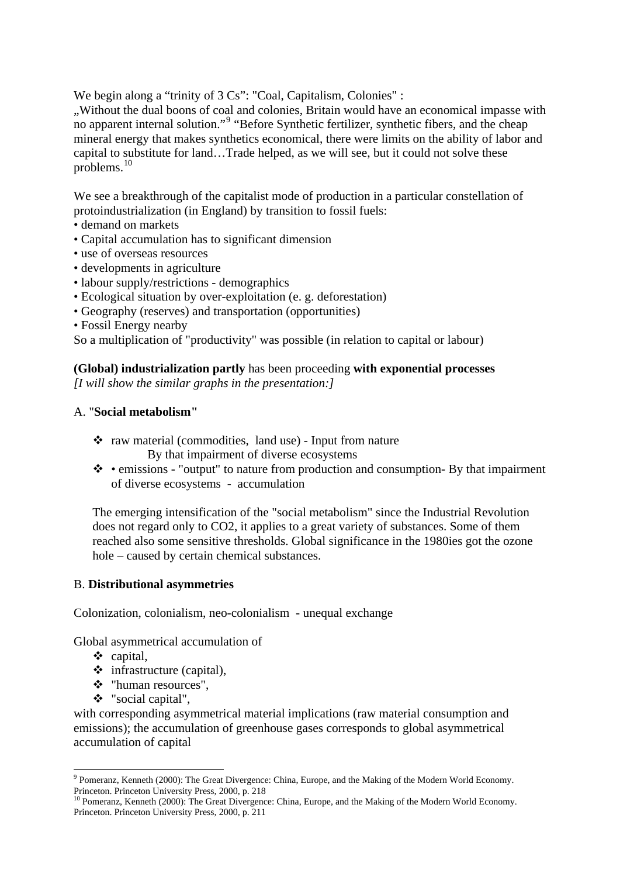We begin along a "trinity of 3 Cs": "Coal, Capitalism, Colonies" :
„Without the dual boons of coal and colonies, Britain would have an economical impasse with no apparent internal solution."[9] "Before Synthetic fertilizer, synthetic fibers, and the cheap mineral energy that makes synthetics economical, there were limits on the ability of labor and capital to substitute for land…Trade helped, as we will see, but it could not solve these problems.[10]

We see a breakthrough of the capitalist mode of production in a particular constellation of protoindustrialization (in England) by transition to fossil fuels:

- demand on markets
- Capital accumulation has to significant dimension
- use of overseas resources
- developments in agriculture
- labour supply/restrictions - demographics
- Ecological situation by over-exploitation (e. g. deforestation)
- Geography (reserves) and transportation (opportunities)
- Fossil Energy nearby

So a multiplication of "productivity" was possible (in relation to capital or labour)

**(Global) industrialization partly** has been proceeding **with exponential processes**
*[I will show the similar graphs in the presentation:]*

A. "**Social metabolism"**

- raw material (commodities, land use) - Input from nature
  By that impairment of diverse ecosystems
- • emissions - "output" to nature from production and consumption- By that impairment of diverse ecosystems - accumulation

The emerging intensification of the "social metabolism" since the Industrial Revolution does not regard only to CO2, it applies to a great variety of substances. Some of them reached also some sensitive thresholds. Global significance in the 1980ies got the ozone hole – caused by certain chemical substances.

B. **Distributional asymmetries**

Colonization, colonialism, neo-colonialism - unequal exchange

Global asymmetrical accumulation of

- capital,
- infrastructure (capital),
- "human resources",
- "social capital",

with corresponding asymmetrical material implications (raw material consumption and emissions); the accumulation of greenhouse gases corresponds to global asymmetrical accumulation of capital

---

[9] Pomeranz, Kenneth (2000): The Great Divergence: China, Europe, and the Making of the Modern World Economy. Princeton. Princeton University Press, 2000, p. 218

[10] Pomeranz, Kenneth (2000): The Great Divergence: China, Europe, and the Making of the Modern World Economy. Princeton. Princeton University Press, 2000, p. 211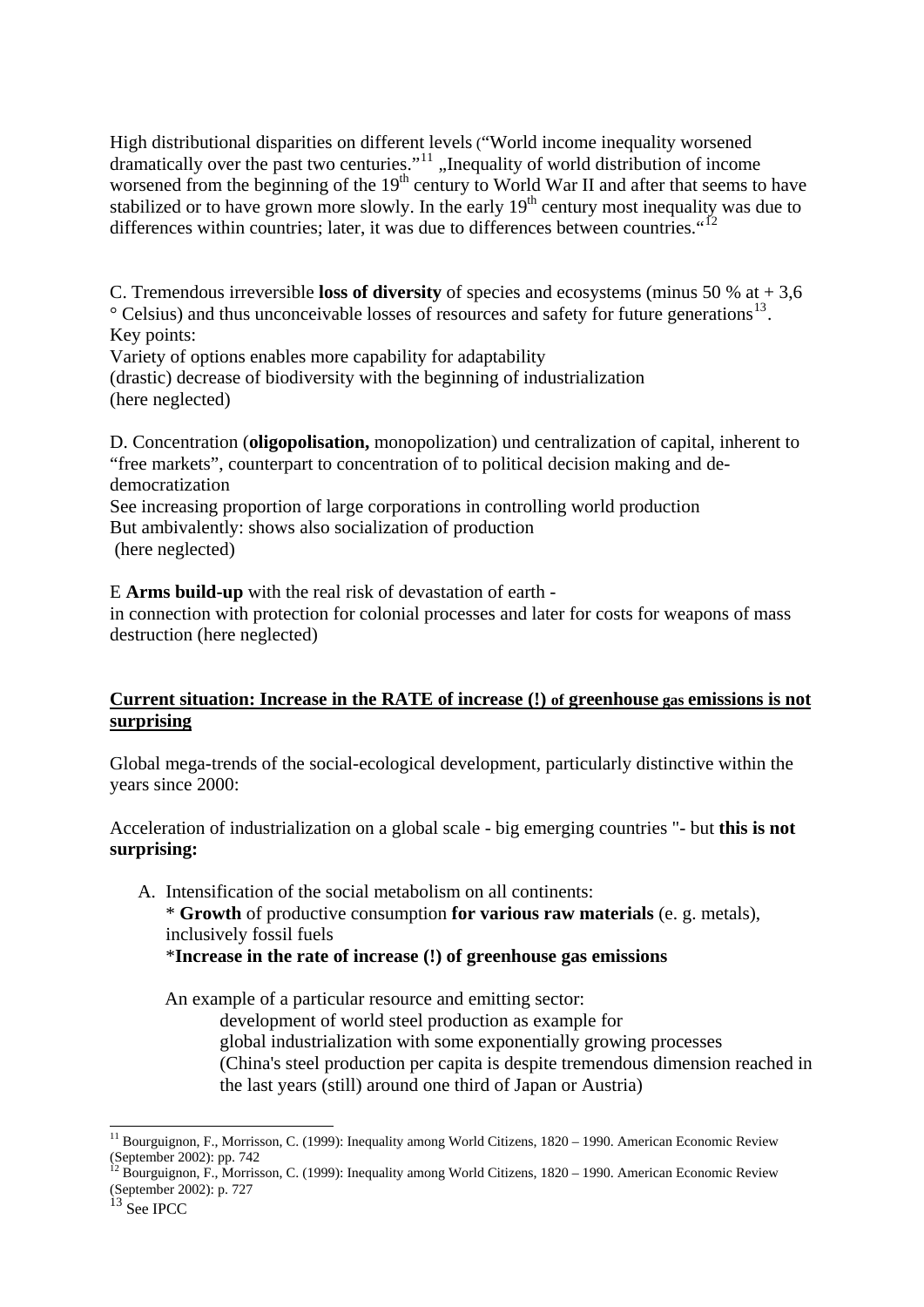High distributional disparities on different levels ("World income inequality worsened dramatically over the past two centuries."[11] „Inequality of world distribution of income worsened from the beginning of the 19th century to World War II and after that seems to have stabilized or to have grown more slowly. In the early 19th century most inequality was due to differences within countries; later, it was due to differences between countries."[12]

C. Tremendous irreversible **loss of diversity** of species and ecosystems (minus 50 % at + 3,6 ° Celsius) and thus unconceivable losses of resources and safety for future generations[13].
Key points:
Variety of options enables more capability for adaptability
(drastic) decrease of biodiversity with the beginning of industrialization
(here neglected)

D. Concentration (**oligopolisation,** monopolization) und centralization of capital, inherent to "free markets", counterpart to concentration of to political decision making and de-democratization
See increasing proportion of large corporations in controlling world production
But ambivalently: shows also socialization of production
(here neglected)

E **Arms build-up** with the real risk of devastation of earth -
in connection with protection for colonial processes and later for costs for weapons of mass destruction (here neglected)

## Current situation: Increase in the RATE of increase (!) of greenhouse gas emissions is not surprising

Global mega-trends of the social-ecological development, particularly distinctive within the years since 2000:

Acceleration of industrialization on a global scale - big emerging countries "- but **this is not surprising:**

A. Intensification of the social metabolism on all continents:
   * **Growth** of productive consumption **for various raw materials** (e. g. metals), inclusively fossil fuels
   ***Increase in the rate of increase (!) of greenhouse gas emissions**

   An example of a particular resource and emitting sector:
      development of world steel production as example for
      global industrialization with some exponentially growing processes
      (China's steel production per capita is despite tremendous dimension reached in the last years (still) around one third of Japan or Austria)

---

[11] Bourguignon, F., Morrisson, C. (1999): Inequality among World Citizens, 1820 – 1990. American Economic Review (September 2002): pp. 742

[12] Bourguignon, F., Morrisson, C. (1999): Inequality among World Citizens, 1820 – 1990. American Economic Review (September 2002): p. 727

[13] See IPCC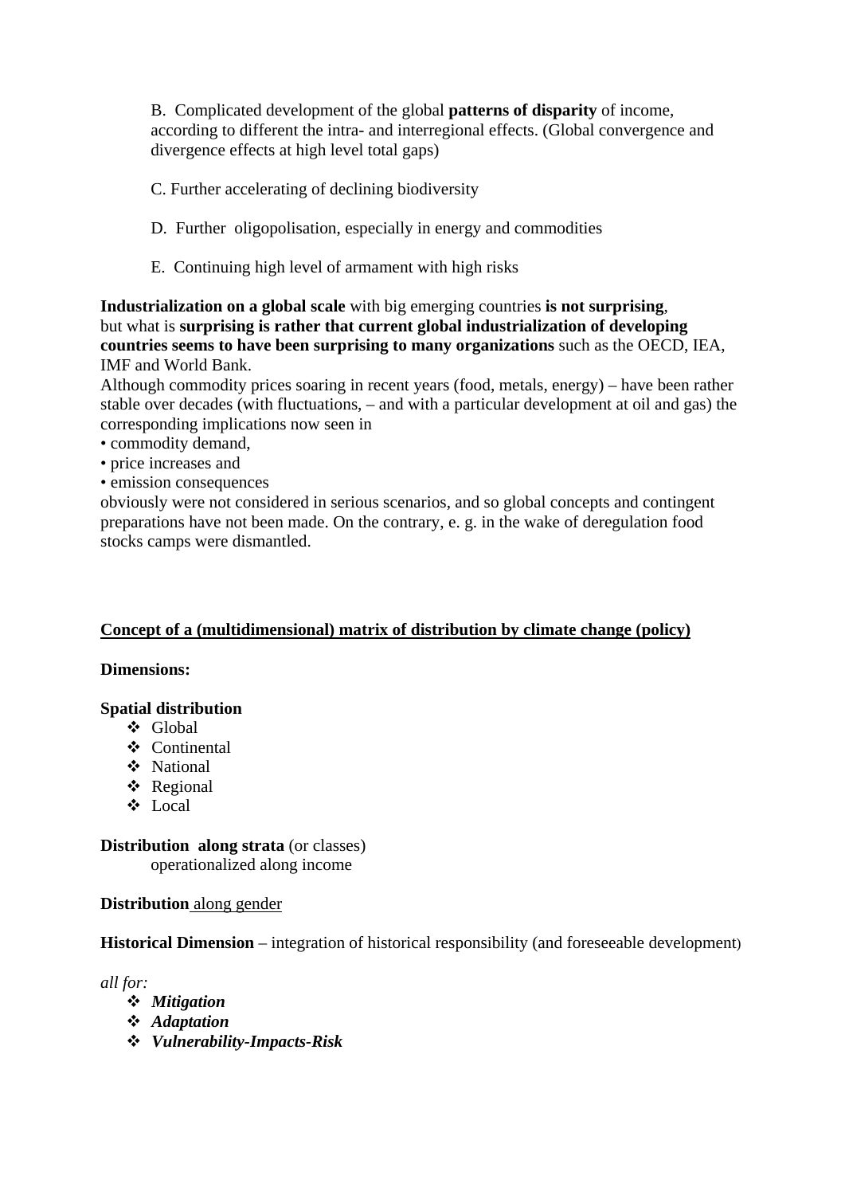B. Complicated development of the global **patterns of disparity** of income, according to different the intra- and interregional effects. (Global convergence and divergence effects at high level total gaps)

C. Further accelerating of declining biodiversity

D. Further oligopolisation, especially in energy and commodities

E. Continuing high level of armament with high risks

**Industrialization on a global scale** with big emerging countries **is not surprising**, but what is **surprising is rather that current global industrialization of developing countries seems to have been surprising to many organizations** such as the OECD, IEA, IMF and World Bank.

Although commodity prices soaring in recent years (food, metals, energy) – have been rather stable over decades (with fluctuations, – and with a particular development at oil and gas) the corresponding implications now seen in

- commodity demand,
- price increases and
- emission consequences

obviously were not considered in serious scenarios, and so global concepts and contingent preparations have not been made. On the contrary, e. g. in the wake of deregulation food stocks camps were dismantled.

## Concept of a (multidimensional) matrix of distribution by climate change (policy)

**Dimensions:**

**Spatial distribution**

- Global
- Continental
- National
- Regional
- Local

**Distribution along strata** (or classes)
operationalized along income

**Distribution** along gender

**Historical Dimension** – integration of historical responsibility (and foreseeable development)

*all for:*

- ***Mitigation***
- ***Adaptation***
- ***Vulnerability-Impacts-Risk***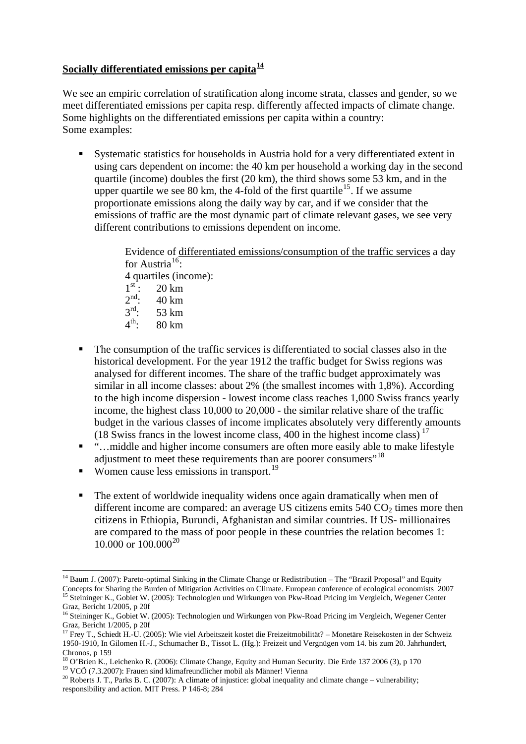## **Socially differentiated emissions per capita**[14]

We see an empiric correlation of stratification along income strata, classes and gender, so we meet differentiated emissions per capita resp. differently affected impacts of climate change. Some highlights on the differentiated emissions per capita within a country:
Some examples:

- Systematic statistics for households in Austria hold for a very differentiated extent in using cars dependent on income: the 40 km per household a working day in the second quartile (income) doubles the first (20 km), the third shows some 53 km, and in the upper quartile we see 80 km, the 4-fold of the first quartile[15]. If we assume proportionate emissions along the daily way by car, and if we consider that the emissions of traffic are the most dynamic part of climate relevant gases, we see very different contributions to emissions dependent on income.

  Evidence of differentiated emissions/consumption of the traffic services a day for Austria[16]:
  4 quartiles (income):
  1st: 20 km
  2nd: 40 km
  3rd: 53 km
  4th: 80 km

- The consumption of the traffic services is differentiated to social classes also in the historical development. For the year 1912 the traffic budget for Swiss regions was analysed for different incomes. The share of the traffic budget approximately was similar in all income classes: about 2% (the smallest incomes with 1,8%). According to the high income dispersion - lowest income class reaches 1,000 Swiss francs yearly income, the highest class 10,000 to 20,000 - the similar relative share of the traffic budget in the various classes of income implicates absolutely very differently amounts (18 Swiss francs in the lowest income class, 400 in the highest income class) [17]
- "…middle and higher income consumers are often more easily able to make lifestyle adjustment to meet these requirements than are poorer consumers"[18]
- Women cause less emissions in transport.[19]

- The extent of worldwide inequality widens once again dramatically when men of different income are compared: an average US citizens emits 540 $CO_2$ times more then citizens in Ethiopia, Burundi, Afghanistan and similar countries. If US- millionaires are compared to the mass of poor people in these countries the relation becomes 1: 10.000 or 100.000[20]

---

[14] Baum J. (2007): Pareto-optimal Sinking in the Climate Change or Redistribution – The "Brazil Proposal" and Equity Concepts for Sharing the Burden of Mitigation Activities on Climate. European conference of ecological economists 2007
[15] Steininger K., Gobiet W. (2005): Technologien und Wirkungen von Pkw-Road Pricing im Vergleich, Wegener Center Graz, Bericht 1/2005, p 20f
[16] Steininger K., Gobiet W. (2005): Technologien und Wirkungen von Pkw-Road Pricing im Vergleich, Wegener Center Graz, Bericht 1/2005, p 20f
[17] Frey T., Schiedt H.-U. (2005): Wie viel Arbeitszeit kostet die Freizeitmobilität? – Monetäre Reisekosten in der Schweiz 1950-1910, In Gilomen H.-J., Schumacher B., Tissot L. (Hg.): Freizeit und Vergnügen vom 14. bis zum 20. Jahrhundert, Chronos, p 159
[18] O'Brien K., Leichenko R. (2006): Climate Change, Equity and Human Security. Die Erde 137 2006 (3), p 170
[19] VCÖ (7.3.2007): Frauen sind klimafreundlicher mobil als Männer! Vienna
[20] Roberts J. T., Parks B. C. (2007): A climate of injustice: global inequality and climate change – vulnerability; responsibility and action. MIT Press. P 146-8; 284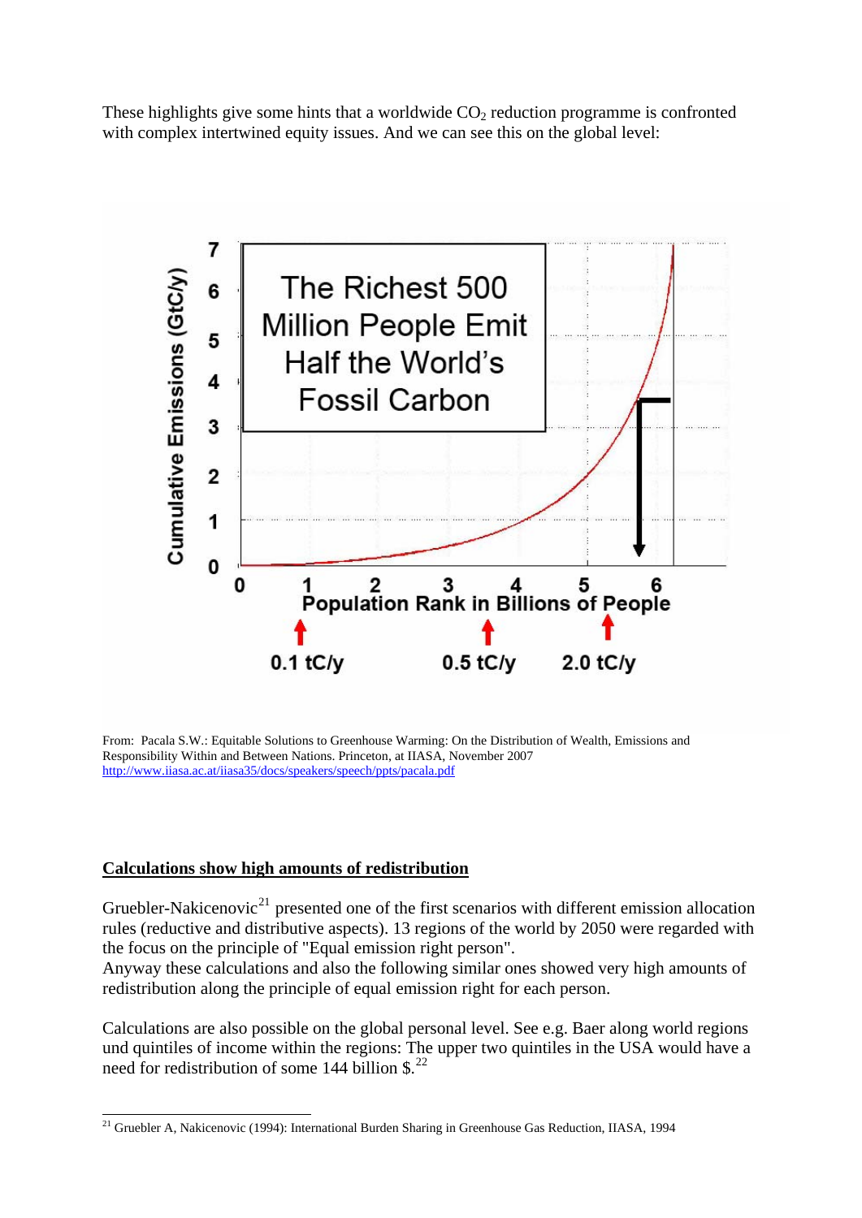These highlights give some hints that a worldwide $CO_2$ reduction programme is confronted with complex intertwined equity issues. And we can see this on the global level:

From: Pacala S.W.: Equitable Solutions to Greenhouse Warming: On the Distribution of Wealth, Emissions and Responsibility Within and Between Nations. Princeton, at IIASA, November 2007
http://www.iiasa.ac.at/iiasa35/docs/speakers/speech/ppts/pacala.pdf

## Calculations show high amounts of redistribution

Gruebler-Nakicenovic[21] presented one of the first scenarios with different emission allocation rules (reductive and distributive aspects). 13 regions of the world by 2050 were regarded with the focus on the principle of "Equal emission right person".
Anyway these calculations and also the following similar ones showed very high amounts of redistribution along the principle of equal emission right for each person.

Calculations are also possible on the global personal level. See e.g. Baer along world regions und quintiles of income within the regions: The upper two quintiles in the USA would have a need for redistribution of some 144 billion $.[22]

[21] Gruebler A, Nakicenovic (1994): International Burden Sharing in Greenhouse Gas Reduction, IIASA, 1994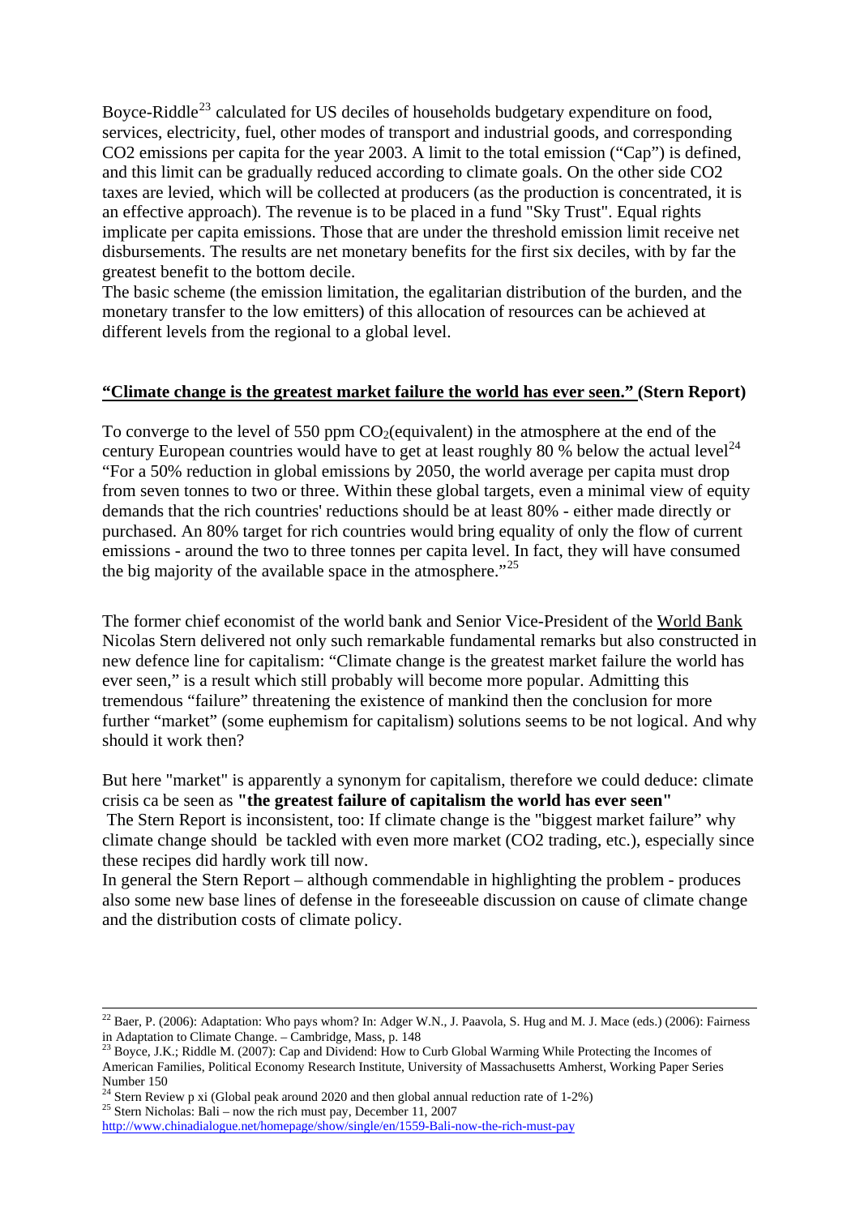Boyce-Riddle[23] calculated for US deciles of households budgetary expenditure on food, services, electricity, fuel, other modes of transport and industrial goods, and corresponding CO2 emissions per capita for the year 2003. A limit to the total emission ("Cap") is defined, and this limit can be gradually reduced according to climate goals. On the other side CO2 taxes are levied, which will be collected at producers (as the production is concentrated, it is an effective approach). The revenue is to be placed in a fund "Sky Trust". Equal rights implicate per capita emissions. Those that are under the threshold emission limit receive net disbursements. The results are net monetary benefits for the first six deciles, with by far the greatest benefit to the bottom decile.
The basic scheme (the emission limitation, the egalitarian distribution of the burden, and the monetary transfer to the low emitters) of this allocation of resources can be achieved at different levels from the regional to a global level.

**"Climate change is the greatest market failure the world has ever seen." (Stern Report)**

To converge to the level of 550 ppm $CO_2$(equivalent) in the atmosphere at the end of the century European countries would have to get at least roughly 80 % below the actual level[24] "For a 50% reduction in global emissions by 2050, the world average per capita must drop from seven tonnes to two or three. Within these global targets, even a minimal view of equity demands that the rich countries' reductions should be at least 80% - either made directly or purchased. An 80% target for rich countries would bring equality of only the flow of current emissions - around the two to three tonnes per capita level. In fact, they will have consumed the big majority of the available space in the atmosphere."[25]

The former chief economist of the world bank and Senior Vice-President of the World Bank Nicolas Stern delivered not only such remarkable fundamental remarks but also constructed in new defence line for capitalism: "Climate change is the greatest market failure the world has ever seen," is a result which still probably will become more popular. Admitting this tremendous "failure" threatening the existence of mankind then the conclusion for more further "market" (some euphemism for capitalism) solutions seems to be not logical. And why should it work then?

But here "market" is apparently a synonym for capitalism, therefore we could deduce: climate crisis ca be seen as **"the greatest failure of capitalism the world has ever seen"**
The Stern Report is inconsistent, too: If climate change is the "biggest market failure" why climate change should be tackled with even more market (CO2 trading, etc.), especially since these recipes did hardly work till now.
In general the Stern Report – although commendable in highlighting the problem - produces also some new base lines of defense in the foreseeable discussion on cause of climate change and the distribution costs of climate policy.

---

[22] Baer, P. (2006): Adaptation: Who pays whom? In: Adger W.N., J. Paavola, S. Hug and M. J. Mace (eds.) (2006): Fairness in Adaptation to Climate Change. – Cambridge, Mass, p. 148
[23] Boyce, J.K.; Riddle M. (2007): Cap and Dividend: How to Curb Global Warming While Protecting the Incomes of American Families, Political Economy Research Institute, University of Massachusetts Amherst, Working Paper Series Number 150
[24] Stern Review p xi (Global peak around 2020 and then global annual reduction rate of 1-2%)
[25] Stern Nicholas: Bali – now the rich must pay, December 11, 2007
http://www.chinadialogue.net/homepage/show/single/en/1559-Bali-now-the-rich-must-pay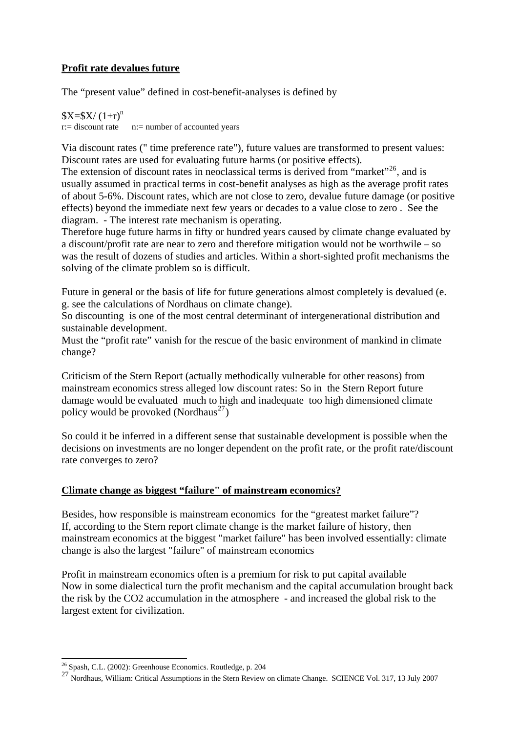## Profit rate devalues future

The "present value" defined in cost-benefit-analyses is defined by

$\$X=\$X/(1+r)^n$
r:= discount rate   n:= number of accounted years

Via discount rates (" time preference rate"), future values are transformed to present values: Discount rates are used for evaluating future harms (or positive effects).
The extension of discount rates in neoclassical terms is derived from "market"[26], and is usually assumed in practical terms in cost-benefit analyses as high as the average profit rates of about 5-6%. Discount rates, which are not close to zero, devalue future damage (or positive effects) beyond the immediate next few years or decades to a value close to zero . See the diagram. - The interest rate mechanism is operating.
Therefore huge future harms in fifty or hundred years caused by climate change evaluated by a discount/profit rate are near to zero and therefore mitigation would not be worthwile – so was the result of dozens of studies and articles. Within a short-sighted profit mechanisms the solving of the climate problem so is difficult.

Future in general or the basis of life for future generations almost completely is devalued (e. g. see the calculations of Nordhaus on climate change).
So discounting is one of the most central determinant of intergenerational distribution and sustainable development.
Must the "profit rate" vanish for the rescue of the basic environment of mankind in climate change?

Criticism of the Stern Report (actually methodically vulnerable for other reasons) from mainstream economics stress alleged low discount rates: So in the Stern Report future damage would be evaluated much to high and inadequate too high dimensioned climate policy would be provoked (Nordhaus[27])

So could it be inferred in a different sense that sustainable development is possible when the decisions on investments are no longer dependent on the profit rate, or the profit rate/discount rate converges to zero?

## Climate change as biggest "failure" of mainstream economics?

Besides, how responsible is mainstream economics for the "greatest market failure"?
If, according to the Stern report climate change is the market failure of history, then mainstream economics at the biggest "market failure" has been involved essentially: climate change is also the largest "failure" of mainstream economics

Profit in mainstream economics often is a premium for risk to put capital available
Now in some dialectical turn the profit mechanism and the capital accumulation brought back the risk by the $CO_2$ accumulation in the atmosphere - and increased the global risk to the largest extent for civilization.

---

[26] Spash, C.L. (2002): Greenhouse Economics. Routledge, p. 204

[27] Nordhaus, William: Critical Assumptions in the Stern Review on climate Change. SCIENCE Vol. 317, 13 July 2007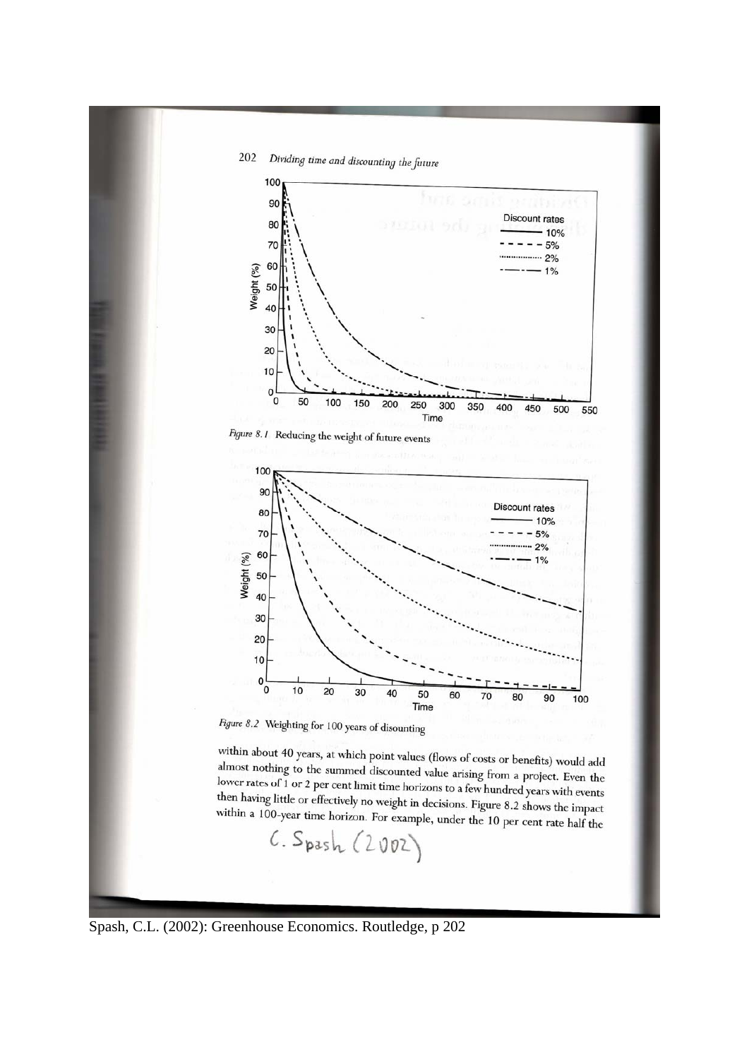Figure 8.1 Reducing the weight of future events

Figure 8.2 Weighting for 100 years of discounting

within about 40 years, at which point values (flows of costs or benefits) would add almost nothing to the summed discounted value arising from a project. Even the lower rates of 1 or 2 per cent limit time horizons to a few hundred years with events then having little or effectively no weight in decisions. Figure 8.2 shows the impact within a 100-year time horizon. For example, under the 10 per cent rate half the

C. Spash (2002)

Spash, C.L. (2002): Greenhouse Economics. Routledge, p 202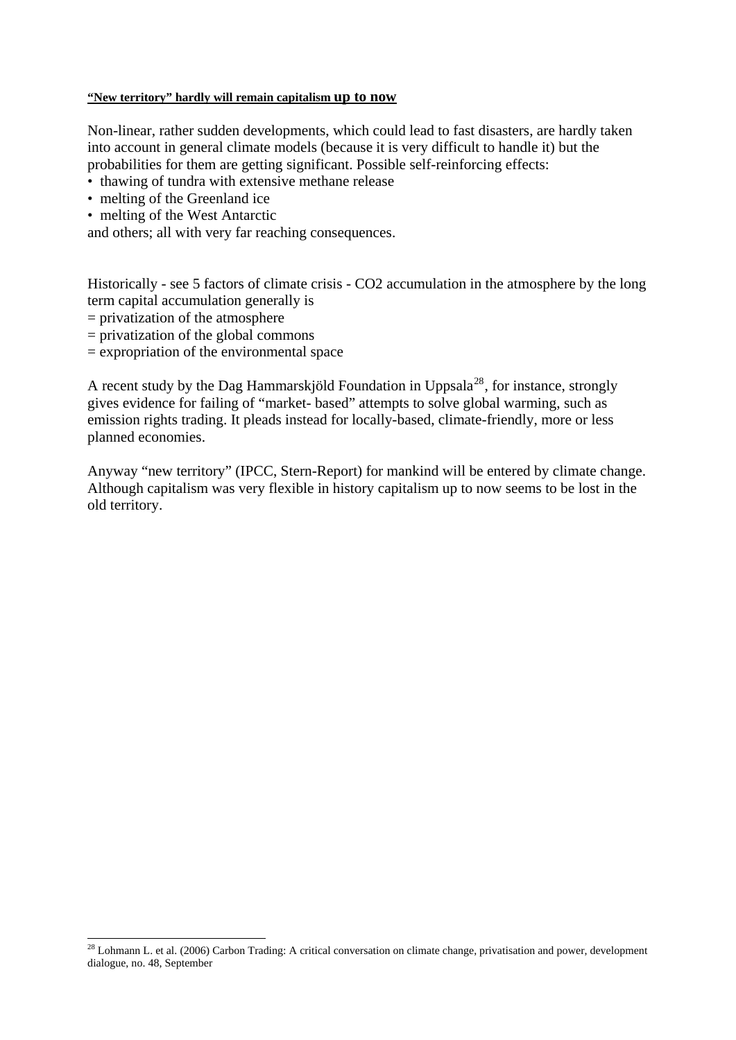**"New territory" hardly will remain capitalism up to now**

Non-linear, rather sudden developments, which could lead to fast disasters, are hardly taken into account in general climate models (because it is very difficult to handle it) but the probabilities for them are getting significant. Possible self-reinforcing effects:

- thawing of tundra with extensive methane release
- melting of the Greenland ice
- melting of the West Antarctic

and others; all with very far reaching consequences.

Historically - see 5 factors of climate crisis - $CO_2$ accumulation in the atmosphere by the long term capital accumulation generally is

= privatization of the atmosphere
= privatization of the global commons
= expropriation of the environmental space

A recent study by the Dag Hammarskjöld Foundation in Uppsala[28], for instance, strongly gives evidence for failing of "market- based" attempts to solve global warming, such as emission rights trading. It pleads instead for locally-based, climate-friendly, more or less planned economies.

Anyway "new territory" (IPCC, Stern-Report) for mankind will be entered by climate change. Although capitalism was very flexible in history capitalism up to now seems to be lost in the old territory.

---

[28] Lohmann L. et al. (2006) Carbon Trading: A critical conversation on climate change, privatisation and power, development dialogue, no. 48, September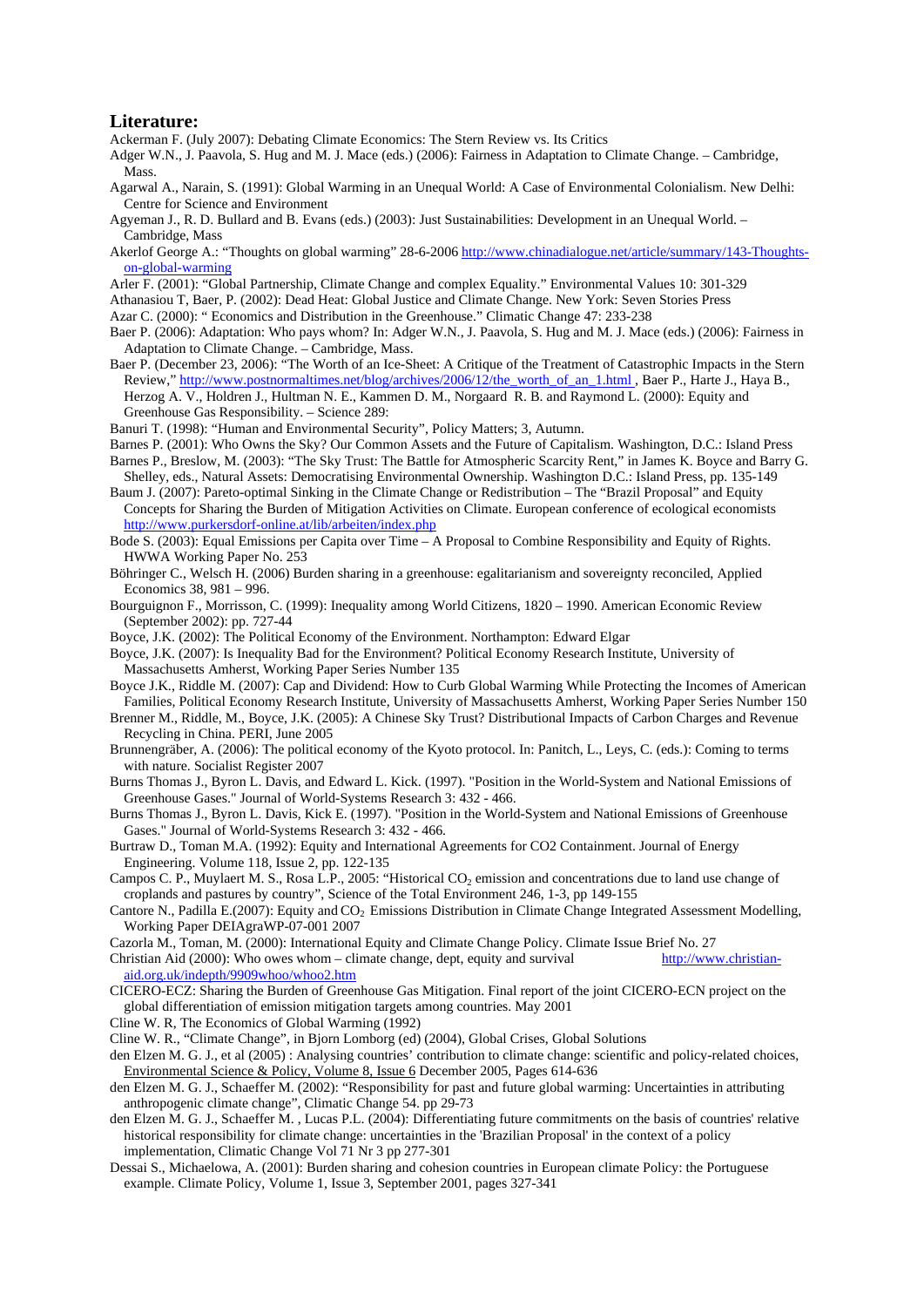## Literature:

Ackerman F. (July 2007): Debating Climate Economics: The Stern Review vs. Its Critics

Adger W.N., J. Paavola, S. Hug and M. J. Mace (eds.) (2006): Fairness in Adaptation to Climate Change. – Cambridge, Mass.

Agarwal A., Narain, S. (1991): Global Warming in an Unequal World: A Case of Environmental Colonialism. New Delhi: Centre for Science and Environment

Agyeman J., R. D. Bullard and B. Evans (eds.) (2003): Just Sustainabilities: Development in an Unequal World. – Cambridge, Mass

Akerlof George A.: "Thoughts on global warming" 28-6-2006 http://www.chinadialogue.net/article/summary/143-Thoughts-on-global-warming

Arler F. (2001): "Global Partnership, Climate Change and complex Equality." Environmental Values 10: 301-329

Athanasiou T, Baer, P. (2002): Dead Heat: Global Justice and Climate Change. New York: Seven Stories Press

Azar C. (2000): " Economics and Distribution in the Greenhouse." Climatic Change 47: 233-238

Baer P. (2006): Adaptation: Who pays whom? In: Adger W.N., J. Paavola, S. Hug and M. J. Mace (eds.) (2006): Fairness in Adaptation to Climate Change. – Cambridge, Mass.

Baer P. (December 23, 2006): "The Worth of an Ice-Sheet: A Critique of the Treatment of Catastrophic Impacts in the Stern Review," http://www.postnormaltimes.net/blog/archives/2006/12/the_worth_of_an_1.html , Baer P., Harte J., Haya B., Herzog A. V., Holdren J., Hultman N. E., Kammen D. M., Norgaard R. B. and Raymond L. (2000): Equity and Greenhouse Gas Responsibility. – Science 289:

Banuri T. (1998): "Human and Environmental Security", Policy Matters; 3, Autumn.

Barnes P. (2001): Who Owns the Sky? Our Common Assets and the Future of Capitalism. Washington, D.C.: Island Press

Barnes P., Breslow, M. (2003): "The Sky Trust: The Battle for Atmospheric Scarcity Rent," in James K. Boyce and Barry G. Shelley, eds., Natural Assets: Democratising Environmental Ownership. Washington D.C.: Island Press, pp. 135-149

Baum J. (2007): Pareto-optimal Sinking in the Climate Change or Redistribution – The "Brazil Proposal" and Equity Concepts for Sharing the Burden of Mitigation Activities on Climate. European conference of ecological economists http://www.purkersdorf-online.at/lib/arbeiten/index.php

Bode S. (2003): Equal Emissions per Capita over Time – A Proposal to Combine Responsibility and Equity of Rights. HWWA Working Paper No. 253

Böhringer C., Welsch H. (2006) Burden sharing in a greenhouse: egalitarianism and sovereignty reconciled, Applied Economics 38, 981 – 996.

Bourguignon F., Morrisson, C. (1999): Inequality among World Citizens, 1820 – 1990. American Economic Review (September 2002): pp. 727-44

Boyce, J.K. (2002): The Political Economy of the Environment. Northampton: Edward Elgar

Boyce, J.K. (2007): Is Inequality Bad for the Environment? Political Economy Research Institute, University of Massachusetts Amherst, Working Paper Series Number 135

Boyce J.K., Riddle M. (2007): Cap and Dividend: How to Curb Global Warming While Protecting the Incomes of American Families, Political Economy Research Institute, University of Massachusetts Amherst, Working Paper Series Number 150

Brenner M., Riddle, M., Boyce, J.K. (2005): A Chinese Sky Trust? Distributional Impacts of Carbon Charges and Revenue Recycling in China. PERI, June 2005

Brunnengräber, A. (2006): The political economy of the Kyoto protocol. In: Panitch, L., Leys, C. (eds.): Coming to terms with nature. Socialist Register 2007

Burns Thomas J., Byron L. Davis, and Edward L. Kick. (1997). "Position in the World-System and National Emissions of Greenhouse Gases." Journal of World-Systems Research 3: 432 - 466.

Burns Thomas J., Byron L. Davis, Kick E. (1997). "Position in the World-System and National Emissions of Greenhouse Gases." Journal of World-Systems Research 3: 432 - 466.

Burtraw D., Toman M.A. (1992): Equity and International Agreements for CO2 Containment. Journal of Energy Engineering. Volume 118, Issue 2, pp. 122-135

Campos C. P., Muylaert M. S., Rosa L.P., 2005: "Historical $CO_2$ emission and concentrations due to land use change of croplands and pastures by country", Science of the Total Environment 246, 1-3, pp 149-155

Cantore N., Padilla E.(2007): Equity and $CO_2$ Emissions Distribution in Climate Change Integrated Assessment Modelling, Working Paper DEIAgraWP-07-001 2007

Cazorla M., Toman, M. (2000): International Equity and Climate Change Policy. Climate Issue Brief No. 27

Christian Aid (2000): Who owes whom – climate change, dept, equity and survival http://www.christian-aid.org.uk/indepth/9909whoo/whoo2.htm

CICERO-ECZ: Sharing the Burden of Greenhouse Gas Mitigation. Final report of the joint CICERO-ECN project on the global differentiation of emission mitigation targets among countries. May 2001

Cline W. R, The Economics of Global Warming (1992)

Cline W. R., "Climate Change", in Bjorn Lomborg (ed) (2004), Global Crises, Global Solutions

den Elzen M. G. J., et al (2005) : Analysing countries' contribution to climate change: scientific and policy-related choices, Environmental Science & Policy, Volume 8, Issue 6 December 2005, Pages 614-636

den Elzen M. G. J., Schaeffer M. (2002): "Responsibility for past and future global warming: Uncertainties in attributing anthropogenic climate change", Climatic Change 54. pp 29-73

den Elzen M. G. J., Schaeffer M. , Lucas P.L. (2004): Differentiating future commitments on the basis of countries' relative historical responsibility for climate change: uncertainties in the 'Brazilian Proposal' in the context of a policy implementation, Climatic Change Vol 71 Nr 3 pp 277-301

Dessai S., Michaelowa, A. (2001): Burden sharing and cohesion countries in European climate Policy: the Portuguese example. Climate Policy, Volume 1, Issue 3, September 2001, pages 327-341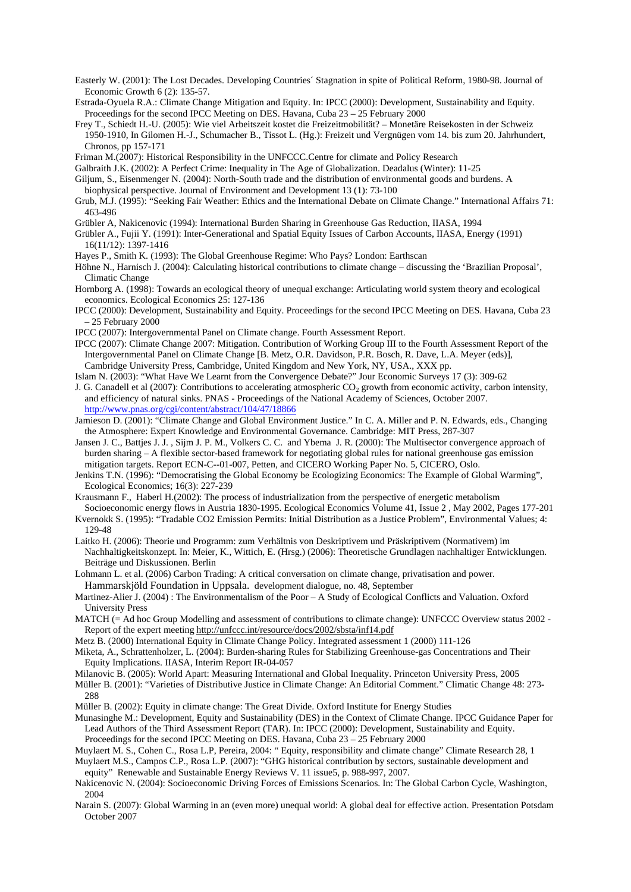Easterly W. (2001): The Lost Decades. Developing Countries´ Stagnation in spite of Political Reform, 1980-98. Journal of Economic Growth 6 (2): 135-57.

Estrada-Oyuela R.A.: Climate Change Mitigation and Equity. In: IPCC (2000): Development, Sustainability and Equity. Proceedings for the second IPCC Meeting on DES. Havana, Cuba 23 – 25 February 2000

Frey T., Schiedt H.-U. (2005): Wie viel Arbeitszeit kostet die Freizeitmobilität? – Monetäre Reisekosten in der Schweiz 1950-1910, In Gilomen H.-J., Schumacher B., Tissot L. (Hg.): Freizeit und Vergnügen vom 14. bis zum 20. Jahrhundert, Chronos, pp 157-171

Friman M.(2007): Historical Responsibility in the UNFCCC.Centre for climate and Policy Research

Galbraith J.K. (2002): A Perfect Crime: Inequality in The Age of Globalization. Deadalus (Winter): 11-25

Giljum, S., Eisenmenger N. (2004): North-South trade and the distribution of environmental goods and burdens. A biophysical perspective. Journal of Environment and Development 13 (1): 73-100

Grub, M.J. (1995): "Seeking Fair Weather: Ethics and the International Debate on Climate Change." International Affairs 71: 463-496

Grübler A, Nakicenovic (1994): International Burden Sharing in Greenhouse Gas Reduction, IIASA, 1994

Grübler A., Fujii Y. (1991): Inter-Generational and Spatial Equity Issues of Carbon Accounts, IIASA, Energy (1991) 16(11/12): 1397-1416

Hayes P., Smith K. (1993): The Global Greenhouse Regime: Who Pays? London: Earthscan

Höhne N., Harnisch J. (2004): Calculating historical contributions to climate change – discussing the 'Brazilian Proposal', Climatic Change

Hornborg A. (1998): Towards an ecological theory of unequal exchange: Articulating world system theory and ecological economics. Ecological Economics 25: 127-136

IPCC (2000): Development, Sustainability and Equity. Proceedings for the second IPCC Meeting on DES. Havana, Cuba 23 – 25 February 2000

IPCC (2007): Intergovernmental Panel on Climate change. Fourth Assessment Report.

IPCC (2007): Climate Change 2007: Mitigation. Contribution of Working Group III to the Fourth Assessment Report of the Intergovernmental Panel on Climate Change [B. Metz, O.R. Davidson, P.R. Bosch, R. Dave, L.A. Meyer (eds)], Cambridge University Press, Cambridge, United Kingdom and New York, NY, USA., XXX pp.

Islam N. (2003): "What Have We Learnt from the Convergence Debate?" Jour Economic Surveys 17 (3): 309-62

J. G. Canadell et al (2007): Contributions to accelerating atmospheric $CO_2$ growth from economic activity, carbon intensity, and efficiency of natural sinks. PNAS - Proceedings of the National Academy of Sciences, October 2007. http://www.pnas.org/cgi/content/abstract/104/47/18866

Jamieson D. (2001): "Climate Change and Global Environment Justice." In C. A. Miller and P. N. Edwards, eds., Changing the Atmosphere: Expert Knowledge and Environmental Governance. Cambridge: MIT Press, 287-307

Jansen J. C., Battjes J. J. , Sijm J. P. M., Volkers C. C. and Ybema J. R. (2000): The Multisector convergence approach of burden sharing – A flexible sector-based framework for negotiating global rules for national greenhouse gas emission mitigation targets. Report ECN-C--01-007, Petten, and CICERO Working Paper No. 5, CICERO, Oslo.

Jenkins T.N. (1996): "Democratising the Global Economy be Ecologizing Economics: The Example of Global Warming", Ecological Economics; 16(3): 227-239

Krausmann F., Haberl H.(2002): The process of industrialization from the perspective of energetic metabolism Socioeconomic energy flows in Austria 1830-1995. Ecological Economics Volume 41, Issue 2 , May 2002, Pages 177-201

Kvernokk S. (1995): "Tradable CO2 Emission Permits: Initial Distribution as a Justice Problem", Environmental Values; 4: 129-48

Laitko H. (2006): Theorie und Programm: zum Verhältnis von Deskriptivem und Präskriptivem (Normativem) im Nachhaltigkeitskonzept. In: Meier, K., Wittich, E. (Hrsg.) (2006): Theoretische Grundlagen nachhaltiger Entwicklungen. Beiträge und Diskussionen. Berlin

Lohmann L. et al. (2006) Carbon Trading: A critical conversation on climate change, privatisation and power. Hammarskjöld Foundation in Uppsala. development dialogue, no. 48, September

Martinez-Alier J. (2004) : The Environmentalism of the Poor – A Study of Ecological Conflicts and Valuation. Oxford University Press

MATCH (= Ad hoc Group Modelling and assessment of contributions to climate change): UNFCCC Overview status 2002 - Report of the expert meeting http://unfccc.int/resource/docs/2002/sbsta/inf14.pdf

Metz B. (2000) International Equity in Climate Change Policy. Integrated assessment 1 (2000) 111-126

Miketa, A., Schrattenholzer, L. (2004): Burden-sharing Rules for Stabilizing Greenhouse-gas Concentrations and Their Equity Implications. IIASA, Interim Report IR-04-057

Milanovic B. (2005): World Apart: Measuring International and Global Inequality. Princeton University Press, 2005

Müller B. (2001): "Varieties of Distributive Justice in Climate Change: An Editorial Comment." Climatic Change 48: 273-288

Müller B. (2002): Equity in climate change: The Great Divide. Oxford Institute for Energy Studies

Munasinghe M.: Development, Equity and Sustainability (DES) in the Context of Climate Change. IPCC Guidance Paper for Lead Authors of the Third Assessment Report (TAR). In: IPCC (2000): Development, Sustainability and Equity. Proceedings for the second IPCC Meeting on DES. Havana, Cuba 23 – 25 February 2000

Muylaert M. S., Cohen C., Rosa L.P, Pereira, 2004: " Equity, responsibility and climate change" Climate Research 28, 1

Muylaert M.S., Campos C.P., Rosa L.P. (2007): "GHG historical contribution by sectors, sustainable development and equity" Renewable and Sustainable Energy Reviews V. 11 issue5, p. 988-997, 2007.

Nakicenovic N. (2004): Socioeconomic Driving Forces of Emissions Scenarios. In: The Global Carbon Cycle, Washington, 2004

Narain S. (2007): Global Warming in an (even more) unequal world: A global deal for effective action. Presentation Potsdam October 2007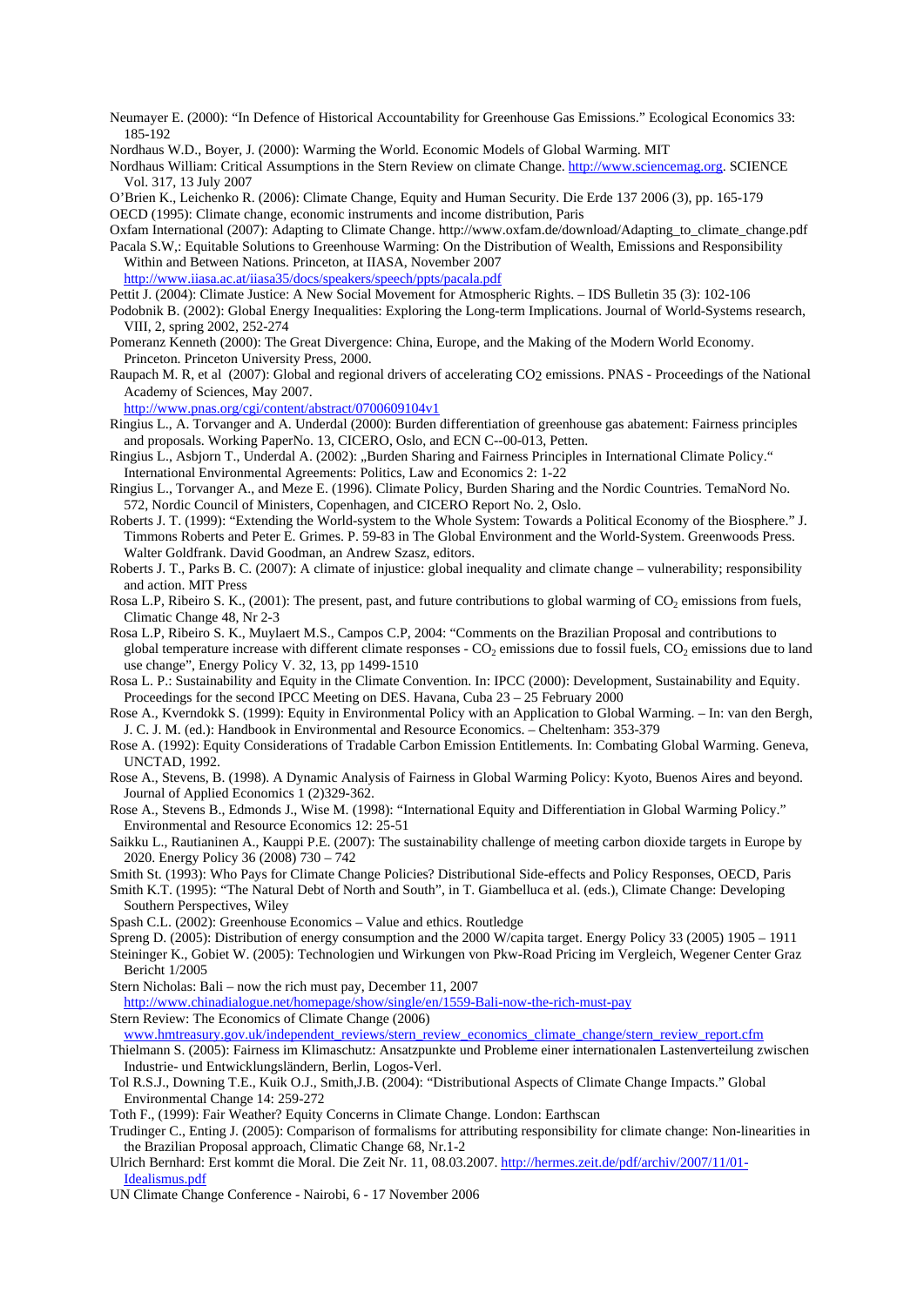Neumayer E. (2000): "In Defence of Historical Accountability for Greenhouse Gas Emissions." Ecological Economics 33: 185-192

Nordhaus W.D., Boyer, J. (2000): Warming the World. Economic Models of Global Warming. MIT

Nordhaus William: Critical Assumptions in the Stern Review on climate Change. http://www.sciencemag.org. SCIENCE Vol. 317, 13 July 2007

O'Brien K., Leichenko R. (2006): Climate Change, Equity and Human Security. Die Erde 137 2006 (3), pp. 165-179

OECD (1995): Climate change, economic instruments and income distribution, Paris

Oxfam International (2007): Adapting to Climate Change. http://www.oxfam.de/download/Adapting_to_climate_change.pdf

Pacala S.W,: Equitable Solutions to Greenhouse Warming: On the Distribution of Wealth, Emissions and Responsibility Within and Between Nations. Princeton, at IIASA, November 2007 http://www.iiasa.ac.at/iiasa35/docs/speakers/speech/ppts/pacala.pdf

Pettit J. (2004): Climate Justice: A New Social Movement for Atmospheric Rights. – IDS Bulletin 35 (3): 102-106

Podobnik B. (2002): Global Energy Inequalities: Exploring the Long-term Implications. Journal of World-Systems research, VIII, 2, spring 2002, 252-274

Pomeranz Kenneth (2000): The Great Divergence: China, Europe, and the Making of the Modern World Economy. Princeton. Princeton University Press, 2000.

Raupach M. R, et al (2007): Global and regional drivers of accelerating $CO_2$ emissions. PNAS - Proceedings of the National Academy of Sciences, May 2007. http://www.pnas.org/cgi/content/abstract/0700609104v1

Ringius L., A. Torvanger and A. Underdal (2000): Burden differentiation of greenhouse gas abatement: Fairness principles and proposals. Working PaperNo. 13, CICERO, Oslo, and ECN C--00-013, Petten.

Ringius L., Asbjorn T., Underdal A. (2002): „Burden Sharing and Fairness Principles in International Climate Policy." International Environmental Agreements: Politics, Law and Economics 2: 1-22

Ringius L., Torvanger A., and Meze E. (1996). Climate Policy, Burden Sharing and the Nordic Countries. TemaNord No. 572, Nordic Council of Ministers, Copenhagen, and CICERO Report No. 2, Oslo.

Roberts J. T. (1999): "Extending the World-system to the Whole System: Towards a Political Economy of the Biosphere." J. Timmons Roberts and Peter E. Grimes. P. 59-83 in The Global Environment and the World-System. Greenwoods Press. Walter Goldfrank. David Goodman, an Andrew Szasz, editors.

Roberts J. T., Parks B. C. (2007): A climate of injustice: global inequality and climate change – vulnerability; responsibility and action. MIT Press

Rosa L.P, Ribeiro S. K., (2001): The present, past, and future contributions to global warming of $CO_2$ emissions from fuels, Climatic Change 48, Nr 2-3

Rosa L.P, Ribeiro S. K., Muylaert M.S., Campos C.P, 2004: "Comments on the Brazilian Proposal and contributions to global temperature increase with different climate responses - $CO_2$ emissions due to fossil fuels, $CO_2$ emissions due to land use change", Energy Policy V. 32, 13, pp 1499-1510

Rosa L. P.: Sustainability and Equity in the Climate Convention. In: IPCC (2000): Development, Sustainability and Equity. Proceedings for the second IPCC Meeting on DES. Havana, Cuba 23 – 25 February 2000

Rose A., Kverndokk S. (1999): Equity in Environmental Policy with an Application to Global Warming. – In: van den Bergh, J. C. J. M. (ed.): Handbook in Environmental and Resource Economics. – Cheltenham: 353-379

Rose A. (1992): Equity Considerations of Tradable Carbon Emission Entitlements. In: Combating Global Warming. Geneva, UNCTAD, 1992.

Rose A., Stevens, B. (1998). A Dynamic Analysis of Fairness in Global Warming Policy: Kyoto, Buenos Aires and beyond. Journal of Applied Economics 1 (2)329-362.

Rose A., Stevens B., Edmonds J., Wise M. (1998): "International Equity and Differentiation in Global Warming Policy." Environmental and Resource Economics 12: 25-51

Saikku L., Rautianinen A., Kauppi P.E. (2007): The sustainability challenge of meeting carbon dioxide targets in Europe by 2020. Energy Policy 36 (2008) 730 – 742

Smith St. (1993): Who Pays for Climate Change Policies? Distributional Side-effects and Policy Responses, OECD, Paris

Smith K.T. (1995): "The Natural Debt of North and South", in T. Giambelluca et al. (eds.), Climate Change: Developing Southern Perspectives, Wiley

Spash C.L. (2002): Greenhouse Economics – Value and ethics. Routledge

Spreng D. (2005): Distribution of energy consumption and the 2000 W/capita target. Energy Policy 33 (2005) 1905 – 1911

Steininger K., Gobiet W. (2005): Technologien und Wirkungen von Pkw-Road Pricing im Vergleich, Wegener Center Graz Bericht 1/2005

Stern Nicholas: Bali – now the rich must pay, December 11, 2007 http://www.chinadialogue.net/homepage/show/single/en/1559-Bali-now-the-rich-must-pay

Stern Review: The Economics of Climate Change (2006) www.hmtreasury.gov.uk/independent_reviews/stern_review_economics_climate_change/stern_review_report.cfm

Thielmann S. (2005): Fairness im Klimaschutz: Ansatzpunkte und Probleme einer internationalen Lastenverteilung zwischen Industrie- und Entwicklungsländern, Berlin, Logos-Verl.

Tol R.S.J., Downing T.E., Kuik O.J., Smith,J.B. (2004): "Distributional Aspects of Climate Change Impacts." Global Environmental Change 14: 259-272

Toth F., (1999): Fair Weather? Equity Concerns in Climate Change. London: Earthscan

Trudinger C., Enting J. (2005): Comparison of formalisms for attributing responsibility for climate change: Non-linearities in the Brazilian Proposal approach, Climatic Change 68, Nr.1-2

Ulrich Bernhard: Erst kommt die Moral. Die Zeit Nr. 11, 08.03.2007. http://hermes.zeit.de/pdf/archiv/2007/11/01-Idealismus.pdf

UN Climate Change Conference - Nairobi, 6 - 17 November 2006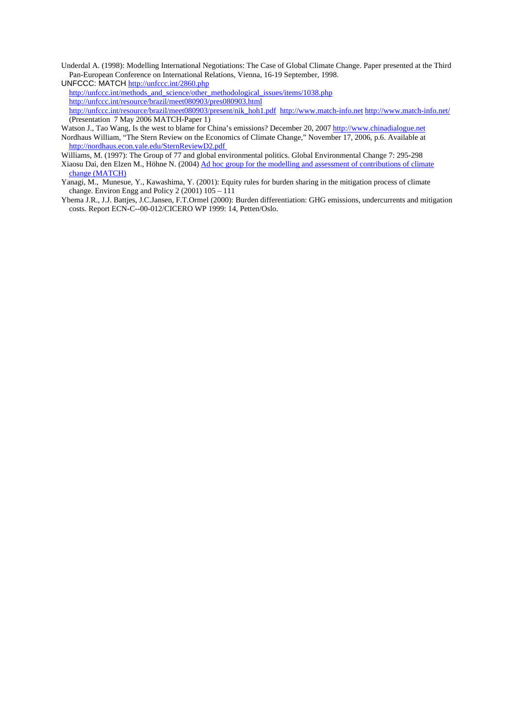Underdal A. (1998): Modelling International Negotiations: The Case of Global Climate Change. Paper presented at the Third Pan-European Conference on International Relations, Vienna, 16-19 September, 1998.

UNFCCC: MATCH http://unfccc.int/2860.php
http://unfccc.int/methods_and_science/other_methodological_issues/items/1038.php
http://unfccc.int/resource/brazil/meet080903/pres080903.html
http://unfccc.int/resource/brazil/meet080903/present/nik_hoh1.pdf http://www.match-info.net http://www.match-info.net/
(Presentation 7 May 2006 MATCH-Paper 1)

Watson J., Tao Wang, Is the west to blame for China's emissions? December 20, 2007 http://www.chinadialogue.net

Nordhaus William, "The Stern Review on the Economics of Climate Change," November 17, 2006, p.6. Available at http://nordhaus.econ.yale.edu/SternReviewD2.pdf

Williams, M. (1997): The Group of 77 and global environmental politics. Global Environmental Change 7: 295-298

Xiaosu Dai, den Elzen M., Höhne N. (2004) Ad hoc group for the modelling and assessment of contributions of climate change (MATCH)

Yanagi, M., Munesue, Y., Kawashima, Y. (2001): Equity rules for burden sharing in the mitigation process of climate change. Environ Engg and Policy 2 (2001) 105 – 111

Ybema J.R., J.J. Battjes, J.C.Jansen, F.T.Ormel (2000): Burden differentiation: GHG emissions, undercurrents and mitigation costs. Report ECN-C--00-012/CICERO WP 1999: 14, Petten/Oslo.